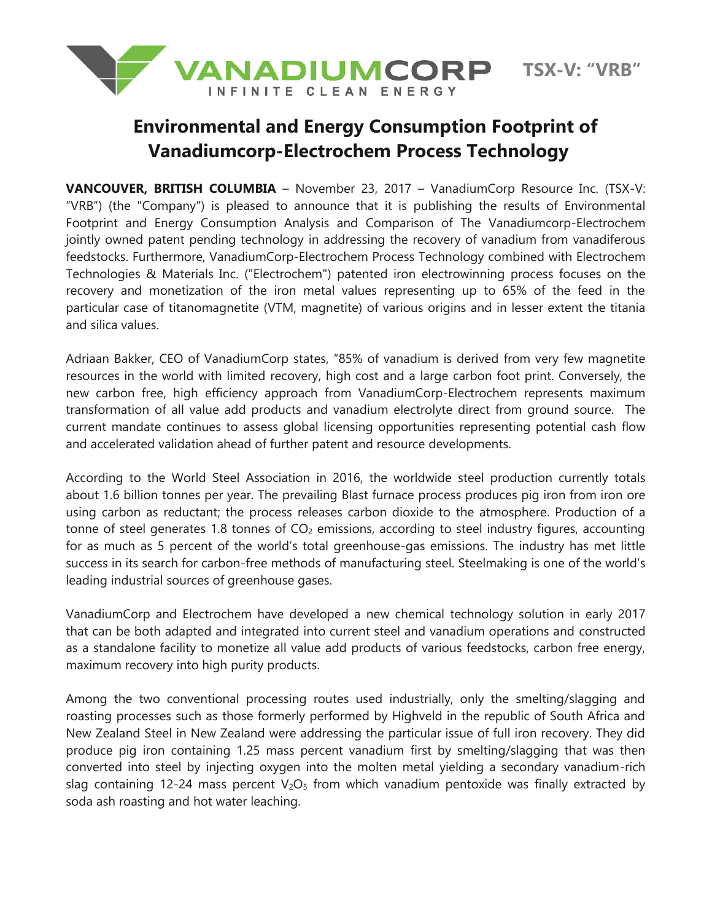VANADIUMCORP
INFINITE CLEAN ENERGY

TSX-V: "VRB"

# Environmental and Energy Consumption Footprint of Vanadiumcorp-Electrochem Process Technology

**VANCOUVER, BRITISH COLUMBIA** – November 23, 2017 – VanadiumCorp Resource Inc. (TSX-V: "VRB") (the "Company") is pleased to announce that it is publishing the results of Environmental Footprint and Energy Consumption Analysis and Comparison of The Vanadiumcorp-Electrochem jointly owned patent pending technology in addressing the recovery of vanadium from vanadiferous feedstocks. Furthermore, VanadiumCorp-Electrochem Process Technology combined with Electrochem Technologies & Materials Inc. ("Electrochem") patented iron electrowinning process focuses on the recovery and monetization of the iron metal values representing up to 65% of the feed in the particular case of titanomagnetite (VTM, magnetite) of various origins and in lesser extent the titania and silica values.

Adriaan Bakker, CEO of VanadiumCorp states, "85% of vanadium is derived from very few magnetite resources in the world with limited recovery, high cost and a large carbon foot print. Conversely, the new carbon free, high efficiency approach from VanadiumCorp-Electrochem represents maximum transformation of all value add products and vanadium electrolyte direct from ground source. The current mandate continues to assess global licensing opportunities representing potential cash flow and accelerated validation ahead of further patent and resource developments.

According to the World Steel Association in 2016, the worldwide steel production currently totals about 1.6 billion tonnes per year. The prevailing Blast furnace process produces pig iron from iron ore using carbon as reductant; the process releases carbon dioxide to the atmosphere. Production of a tonne of steel generates 1.8 tonnes of $CO_2$ emissions, according to steel industry figures, accounting for as much as 5 percent of the world's total greenhouse-gas emissions. The industry has met little success in its search for carbon-free methods of manufacturing steel. Steelmaking is one of the world's leading industrial sources of greenhouse gases.

VanadiumCorp and Electrochem have developed a new chemical technology solution in early 2017 that can be both adapted and integrated into current steel and vanadium operations and constructed as a standalone facility to monetize all value add products of various feedstocks, carbon free energy, maximum recovery into high purity products.

Among the two conventional processing routes used industrially, only the smelting/slagging and roasting processes such as those formerly performed by Highveld in the republic of South Africa and New Zealand Steel in New Zealand were addressing the particular issue of full iron recovery. They did produce pig iron containing 1.25 mass percent vanadium first by smelting/slagging that was then converted into steel by injecting oxygen into the molten metal yielding a secondary vanadium-rich slag containing 12-24 mass percent $V_2O_5$ from which vanadium pentoxide was finally extracted by soda ash roasting and hot water leaching.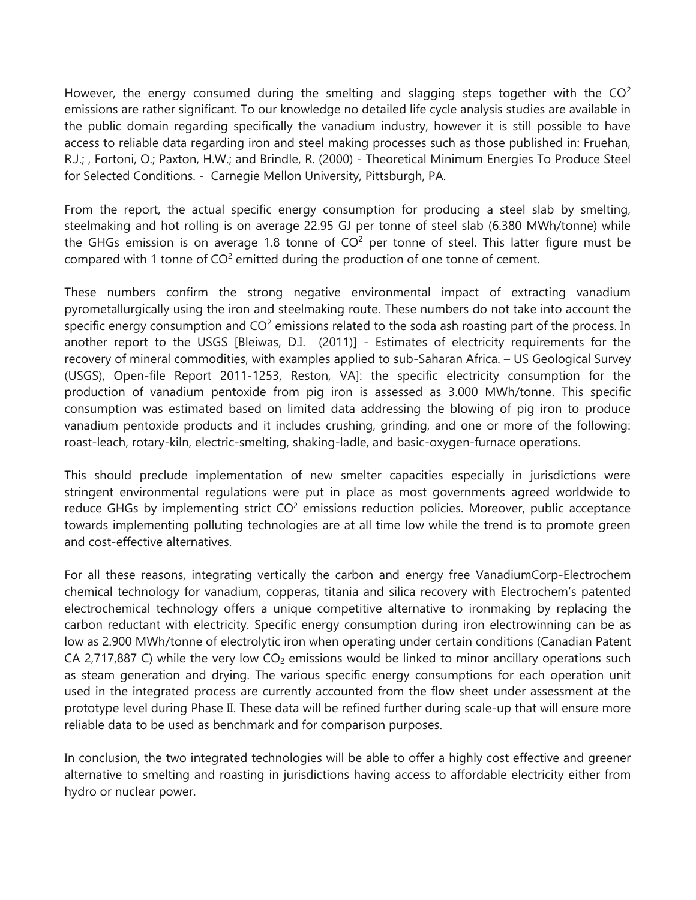However, the energy consumed during the smelting and slagging steps together with the $CO^2$ emissions are rather significant. To our knowledge no detailed life cycle analysis studies are available in the public domain regarding specifically the vanadium industry, however it is still possible to have access to reliable data regarding iron and steel making processes such as those published in: Fruehan, R.J.; , Fortoni, O.; Paxton, H.W.; and Brindle, R. (2000) - Theoretical Minimum Energies To Produce Steel for Selected Conditions. - Carnegie Mellon University, Pittsburgh, PA.

From the report, the actual specific energy consumption for producing a steel slab by smelting, steelmaking and hot rolling is on average 22.95 GJ per tonne of steel slab (6.380 MWh/tonne) while the GHGs emission is on average 1.8 tonne of $CO^2$ per tonne of steel. This latter figure must be compared with 1 tonne of $CO^2$ emitted during the production of one tonne of cement.

These numbers confirm the strong negative environmental impact of extracting vanadium pyrometallurgically using the iron and steelmaking route. These numbers do not take into account the specific energy consumption and $CO^2$ emissions related to the soda ash roasting part of the process. In another report to the USGS [Bleiwas, D.I. (2011)] - Estimates of electricity requirements for the recovery of mineral commodities, with examples applied to sub-Saharan Africa. – US Geological Survey (USGS), Open-file Report 2011-1253, Reston, VA]: the specific electricity consumption for the production of vanadium pentoxide from pig iron is assessed as 3.000 MWh/tonne. This specific consumption was estimated based on limited data addressing the blowing of pig iron to produce vanadium pentoxide products and it includes crushing, grinding, and one or more of the following: roast-leach, rotary-kiln, electric-smelting, shaking-ladle, and basic-oxygen-furnace operations.

This should preclude implementation of new smelter capacities especially in jurisdictions were stringent environmental regulations were put in place as most governments agreed worldwide to reduce GHGs by implementing strict $CO^2$ emissions reduction policies. Moreover, public acceptance towards implementing polluting technologies are at all time low while the trend is to promote green and cost-effective alternatives.

For all these reasons, integrating vertically the carbon and energy free VanadiumCorp-Electrochem chemical technology for vanadium, copperas, titania and silica recovery with Electrochem's patented electrochemical technology offers a unique competitive alternative to ironmaking by replacing the carbon reductant with electricity. Specific energy consumption during iron electrowinning can be as low as 2.900 MWh/tonne of electrolytic iron when operating under certain conditions (Canadian Patent CA 2,717,887 C) while the very low $CO_2$ emissions would be linked to minor ancillary operations such as steam generation and drying. The various specific energy consumptions for each operation unit used in the integrated process are currently accounted from the flow sheet under assessment at the prototype level during Phase II. These data will be refined further during scale-up that will ensure more reliable data to be used as benchmark and for comparison purposes.

In conclusion, the two integrated technologies will be able to offer a highly cost effective and greener alternative to smelting and roasting in jurisdictions having access to affordable electricity either from hydro or nuclear power.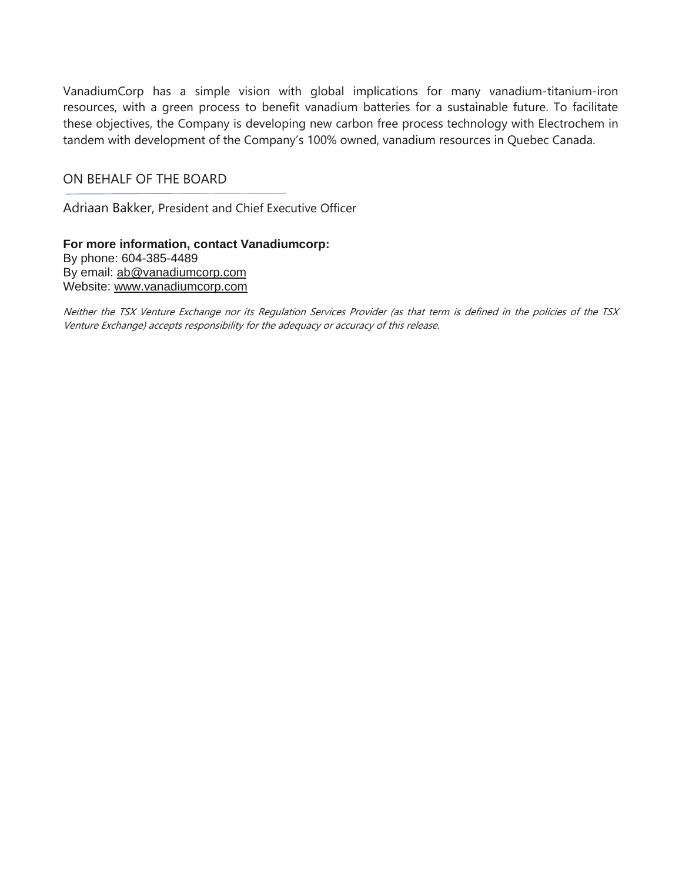VanadiumCorp has a simple vision with global implications for many vanadium-titanium-iron resources, with a green process to benefit vanadium batteries for a sustainable future. To facilitate these objectives, the Company is developing new carbon free process technology with Electrochem in tandem with development of the Company's 100% owned, vanadium resources in Quebec Canada.

ON BEHALF OF THE BOARD

Adriaan Bakker, President and Chief Executive Officer

**For more information, contact Vanadiumcorp:**
By phone: 604-385-4489
By email: ab@vanadiumcorp.com
Website: www.vanadiumcorp.com

*Neither the TSX Venture Exchange nor its Regulation Services Provider (as that term is defined in the policies of the TSX Venture Exchange) accepts responsibility for the adequacy or accuracy of this release.*